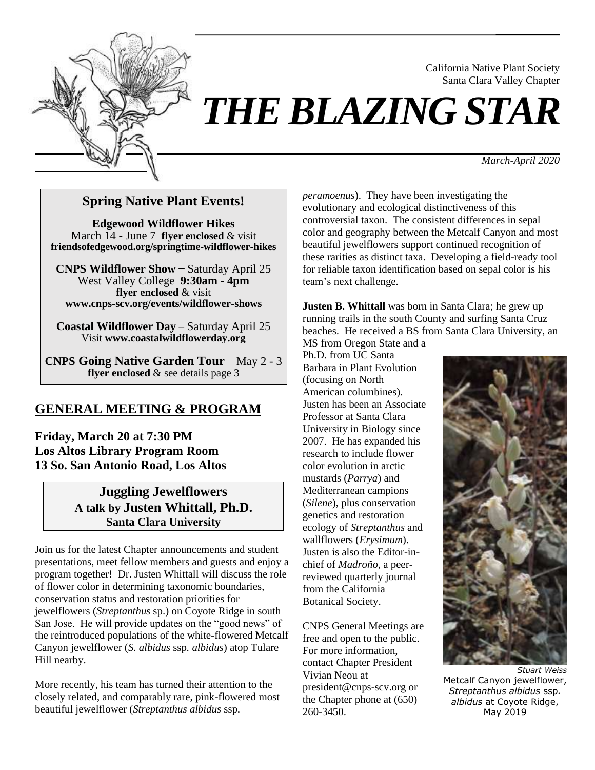California Native Plant Society
Santa Clara Valley Chapter

# *THE BLAZING STAR*

*March-April 2020*

## Spring Native Plant Events!

**Edgewood Wildflower Hikes**
March 14 - June 7 **flyer enclosed** & visit **friendsofedgewood.org/springtime-wildflower-hikes**

**CNPS Wildflower Show** – Saturday April 25
West Valley College **9:30am - 4pm**
**flyer enclosed** & visit **www.cnps-scv.org/events/wildflower-shows**

**Coastal Wildflower Day** – Saturday April 25
Visit **www.coastalwildflowerday.org**

**CNPS Going Native Garden Tour** – May 2 - 3
**flyer enclosed** & see details page 3

## GENERAL MEETING & PROGRAM

**Friday, March 20 at 7:30 PM**
**Los Altos Library Program Room**
**13 So. San Antonio Road, Los Altos**

### Juggling Jewelflowers
**A talk by Justen Whittall, Ph.D.**
**Santa Clara University**

Join us for the latest Chapter announcements and student presentations, meet fellow members and guests and enjoy a program together! Dr. Justen Whittall will discuss the role of flower color in determining taxonomic boundaries, conservation status and restoration priorities for jewelflowers (*Streptanthus* sp.) on Coyote Ridge in south San Jose. He will provide updates on the "good news" of the reintroduced populations of the white-flowered Metcalf Canyon jewelflower (*S. albidus* ssp. *albidus*) atop Tulare Hill nearby.

More recently, his team has turned their attention to the closely related, and comparably rare, pink-flowered most beautiful jewelflower (*Streptanthus albidus* ssp. *peramoenus*). They have been investigating the evolutionary and ecological distinctiveness of this controversial taxon. The consistent differences in sepal color and geography between the Metcalf Canyon and most beautiful jewelflowers support continued recognition of these rarities as distinct taxa. Developing a field-ready tool for reliable taxon identification based on sepal color is his team's next challenge.

**Justen B. Whittall** was born in Santa Clara; he grew up running trails in the south County and surfing Santa Cruz beaches. He received a BS from Santa Clara University, an MS from Oregon State and a Ph.D. from UC Santa Barbara in Plant Evolution (focusing on North American columbines). Justen has been an Associate Professor at Santa Clara University in Biology since 2007. He has expanded his research to include flower color evolution in arctic mustards (*Parrya*) and Mediterranean campions (*Silene*), plus conservation genetics and restoration ecology of *Streptanthus* and wallflowers (*Erysimum*). Justen is also the Editor-in-chief of *Madroño*, a peer-reviewed quarterly journal from the California Botanical Society.

CNPS General Meetings are free and open to the public. For more information, contact Chapter President Vivian Neou at president@cnps-scv.org or the Chapter phone at (650) 260-3450.

*Stuart Weiss*
Metcalf Canyon jewelflower, *Streptanthus albidus* ssp. *albidus* at Coyote Ridge, May 2019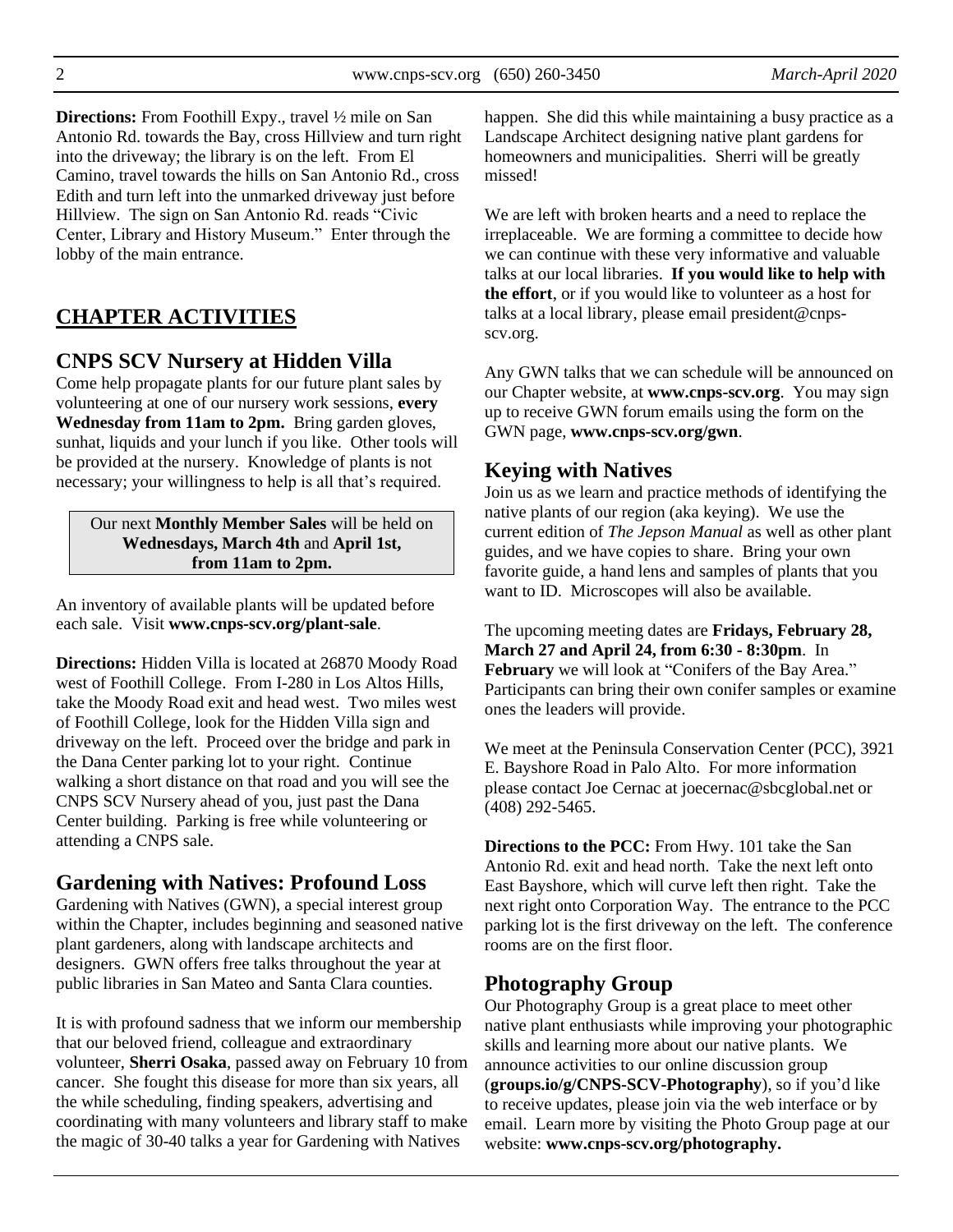**Directions:** From Foothill Expy., travel ½ mile on San Antonio Rd. towards the Bay, cross Hillview and turn right into the driveway; the library is on the left. From El Camino, travel towards the hills on San Antonio Rd., cross Edith and turn left into the unmarked driveway just before Hillview. The sign on San Antonio Rd. reads "Civic Center, Library and History Museum." Enter through the lobby of the main entrance.

## CHAPTER ACTIVITIES

### CNPS SCV Nursery at Hidden Villa

Come help propagate plants for our future plant sales by volunteering at one of our nursery work sessions, **every Wednesday from 11am to 2pm.** Bring garden gloves, sunhat, liquids and your lunch if you like. Other tools will be provided at the nursery. Knowledge of plants is not necessary; your willingness to help is all that's required.

Our next **Monthly Member Sales** will be held on **Wednesdays, March 4th** and **April 1st, from 11am to 2pm.**

An inventory of available plants will be updated before each sale. Visit **www.cnps-scv.org/plant-sale**.

**Directions:** Hidden Villa is located at 26870 Moody Road west of Foothill College. From I-280 in Los Altos Hills, take the Moody Road exit and head west. Two miles west of Foothill College, look for the Hidden Villa sign and driveway on the left. Proceed over the bridge and park in the Dana Center parking lot to your right. Continue walking a short distance on that road and you will see the CNPS SCV Nursery ahead of you, just past the Dana Center building. Parking is free while volunteering or attending a CNPS sale.

### Gardening with Natives: Profound Loss

Gardening with Natives (GWN), a special interest group within the Chapter, includes beginning and seasoned native plant gardeners, along with landscape architects and designers. GWN offers free talks throughout the year at public libraries in San Mateo and Santa Clara counties.

It is with profound sadness that we inform our membership that our beloved friend, colleague and extraordinary volunteer, **Sherri Osaka**, passed away on February 10 from cancer. She fought this disease for more than six years, all the while scheduling, finding speakers, advertising and coordinating with many volunteers and library staff to make the magic of 30-40 talks a year for Gardening with Natives happen. She did this while maintaining a busy practice as a Landscape Architect designing native plant gardens for homeowners and municipalities. Sherri will be greatly missed!

We are left with broken hearts and a need to replace the irreplaceable. We are forming a committee to decide how we can continue with these very informative and valuable talks at our local libraries. **If you would like to help with the effort**, or if you would like to volunteer as a host for talks at a local library, please email president@cnps-scv.org.

Any GWN talks that we can schedule will be announced on our Chapter website, at **www.cnps-scv.org**. You may sign up to receive GWN forum emails using the form on the GWN page, **www.cnps-scv.org/gwn**.

### Keying with Natives

Join us as we learn and practice methods of identifying the native plants of our region (aka keying). We use the current edition of *The Jepson Manual* as well as other plant guides, and we have copies to share. Bring your own favorite guide, a hand lens and samples of plants that you want to ID. Microscopes will also be available.

The upcoming meeting dates are **Fridays, February 28, March 27 and April 24, from 6:30 - 8:30pm**. In **February** we will look at "Conifers of the Bay Area." Participants can bring their own conifer samples or examine ones the leaders will provide.

We meet at the Peninsula Conservation Center (PCC), 3921 E. Bayshore Road in Palo Alto. For more information please contact Joe Cernac at joecernac@sbcglobal.net or (408) 292-5465.

**Directions to the PCC:** From Hwy. 101 take the San Antonio Rd. exit and head north. Take the next left onto East Bayshore, which will curve left then right. Take the next right onto Corporation Way. The entrance to the PCC parking lot is the first driveway on the left. The conference rooms are on the first floor.

### Photography Group

Our Photography Group is a great place to meet other native plant enthusiasts while improving your photographic skills and learning more about our native plants. We announce activities to our online discussion group (**groups.io/g/CNPS-SCV-Photography**), so if you'd like to receive updates, please join via the web interface or by email. Learn more by visiting the Photo Group page at our website: **www.cnps-scv.org/photography.**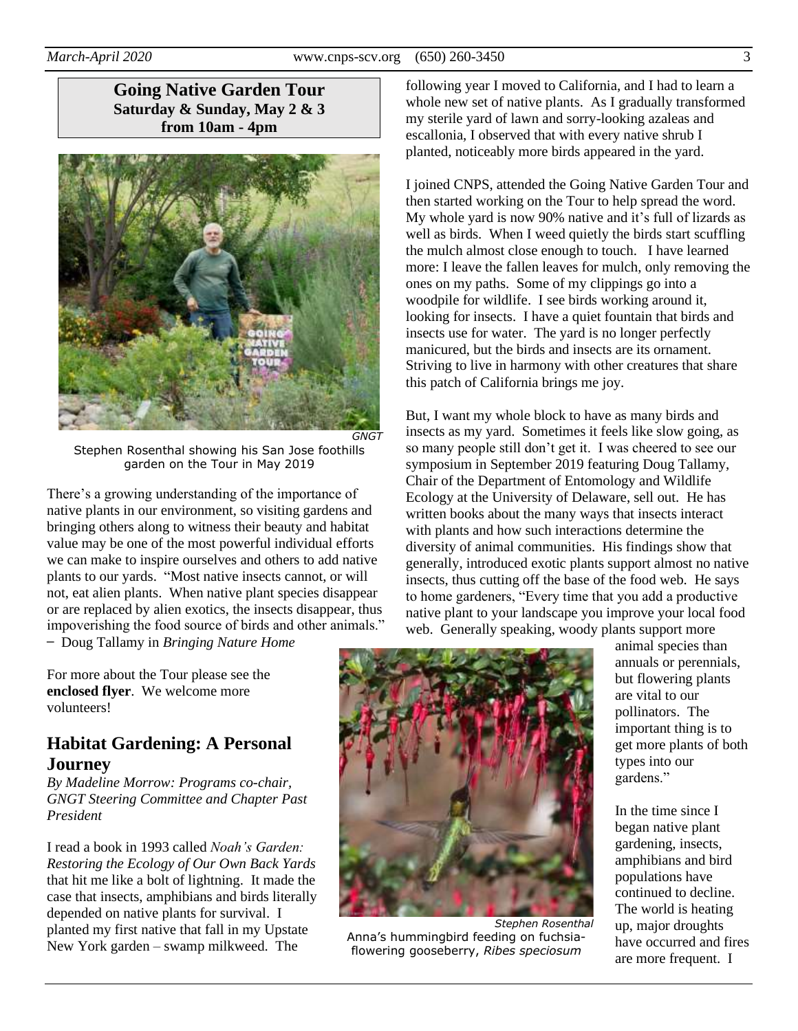## Going Native Garden Tour
**Saturday & Sunday, May 2 & 3**
**from 10am - 4pm**

GNGT

Stephen Rosenthal showing his San Jose foothills garden on the Tour in May 2019

There's a growing understanding of the importance of native plants in our environment, so visiting gardens and bringing others along to witness their beauty and habitat value may be one of the most powerful individual efforts we can make to inspire ourselves and others to add native plants to our yards. "Most native insects cannot, or will not, eat alien plants. When native plant species disappear or are replaced by alien exotics, the insects disappear, thus impoverishing the food source of birds and other animals."
− Doug Tallamy in *Bringing Nature Home*

For more about the Tour please see the **enclosed flyer**. We welcome more volunteers!

## Habitat Gardening: A Personal Journey

*By Madeline Morrow: Programs co-chair, GNGT Steering Committee and Chapter Past President*

I read a book in 1993 called *Noah's Garden: Restoring the Ecology of Our Own Back Yards* that hit me like a bolt of lightning. It made the case that insects, amphibians and birds literally depended on native plants for survival. I planted my first native that fall in my Upstate New York garden – swamp milkweed. The following year I moved to California, and I had to learn a whole new set of native plants. As I gradually transformed my sterile yard of lawn and sorry-looking azaleas and escallonia, I observed that with every native shrub I planted, noticeably more birds appeared in the yard.

I joined CNPS, attended the Going Native Garden Tour and then started working on the Tour to help spread the word. My whole yard is now 90% native and it's full of lizards as well as birds. When I weed quietly the birds start scuffling the mulch almost close enough to touch. I have learned more: I leave the fallen leaves for mulch, only removing the ones on my paths. Some of my clippings go into a woodpile for wildlife. I see birds working around it, looking for insects. I have a quiet fountain that birds and insects use for water. The yard is no longer perfectly manicured, but the birds and insects are its ornament. Striving to live in harmony with other creatures that share this patch of California brings me joy.

But, I want my whole block to have as many birds and insects as my yard. Sometimes it feels like slow going, as so many people still don't get it. I was cheered to see our symposium in September 2019 featuring Doug Tallamy, Chair of the Department of Entomology and Wildlife Ecology at the University of Delaware, sell out. He has written books about the many ways that insects interact with plants and how such interactions determine the diversity of animal communities. His findings show that generally, introduced exotic plants support almost no native insects, thus cutting off the base of the food web. He says to home gardeners, "Every time that you add a productive native plant to your landscape you improve your local food web. Generally speaking, woody plants support more animal species than annuals or perennials, but flowering plants are vital to our pollinators. The important thing is to get more plants of both types into our gardens."

*Stephen Rosenthal*

Anna's hummingbird feeding on fuchsia-flowering gooseberry, *Ribes speciosum*

In the time since I began native plant gardening, insects, amphibians and bird populations have continued to decline. The world is heating up, major droughts have occurred and fires are more frequent. I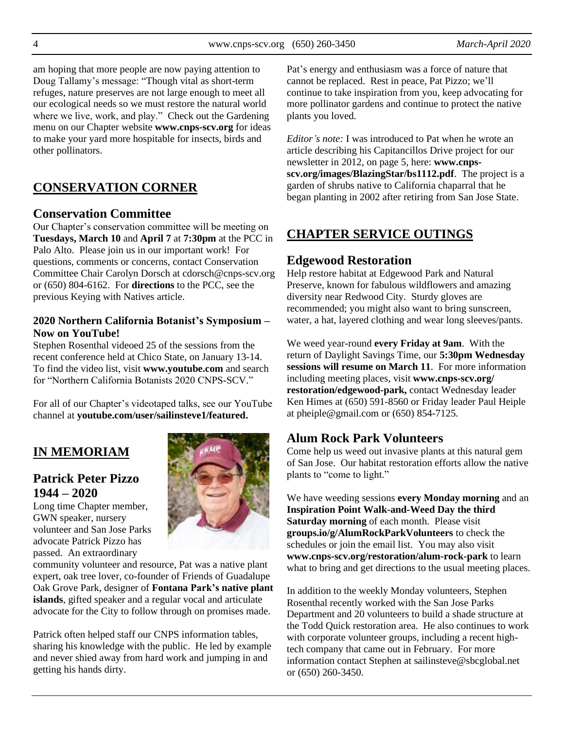am hoping that more people are now paying attention to Doug Tallamy's message: "Though vital as short-term refuges, nature preserves are not large enough to meet all our ecological needs so we must restore the natural world where we live, work, and play." Check out the Gardening menu on our Chapter website **www.cnps-scv.org** for ideas to make your yard more hospitable for insects, birds and other pollinators.

## CONSERVATION CORNER

### Conservation Committee

Our Chapter's conservation committee will be meeting on **Tuesdays, March 10** and **April 7** at **7:30pm** at the PCC in Palo Alto. Please join us in our important work! For questions, comments or concerns, contact Conservation Committee Chair Carolyn Dorsch at cdorsch@cnps-scv.org or (650) 804-6162. For **directions** to the PCC, see the previous Keying with Natives article.

#### 2020 Northern California Botanist's Symposium – Now on YouTube!

Stephen Rosenthal videoed 25 of the sessions from the recent conference held at Chico State, on January 13-14. To find the video list, visit **www.youtube.com** and search for "Northern California Botanists 2020 CNPS-SCV."

For all of our Chapter's videotaped talks, see our YouTube channel at **youtube.com/user/sailinsteve1/featured.**

## IN MEMORIAM

### Patrick Peter Pizzo 1944 – 2020

Long time Chapter member, GWN speaker, nursery volunteer and San Jose Parks advocate Patrick Pizzo has passed. An extraordinary community volunteer and resource, Pat was a native plant expert, oak tree lover, co-founder of Friends of Guadalupe Oak Grove Park, designer of **Fontana Park's native plant islands**, gifted speaker and a regular vocal and articulate advocate for the City to follow through on promises made.

Patrick often helped staff our CNPS information tables, sharing his knowledge with the public. He led by example and never shied away from hard work and jumping in and getting his hands dirty.

Pat's energy and enthusiasm was a force of nature that cannot be replaced. Rest in peace, Pat Pizzo; we'll continue to take inspiration from you, keep advocating for more pollinator gardens and continue to protect the native plants you loved.

*Editor's note:* I was introduced to Pat when he wrote an article describing his Capitancillos Drive project for our newsletter in 2012, on page 5, here: **www.cnps-scv.org/images/BlazingStar/bs1112.pdf**. The project is a garden of shrubs native to California chaparral that he began planting in 2002 after retiring from San Jose State.

## CHAPTER SERVICE OUTINGS

### Edgewood Restoration

Help restore habitat at Edgewood Park and Natural Preserve, known for fabulous wildflowers and amazing diversity near Redwood City. Sturdy gloves are recommended; you might also want to bring sunscreen, water, a hat, layered clothing and wear long sleeves/pants.

We weed year-round **every Friday at 9am**. With the return of Daylight Savings Time, our **5:30pm Wednesday sessions will resume on March 11**. For more information including meeting places, visit **www.cnps-scv.org/restoration/edgewood-park,** contact Wednesday leader Ken Himes at (650) 591-8560 or Friday leader Paul Heiple at pheiple@gmail.com or (650) 854-7125.

### Alum Rock Park Volunteers

Come help us weed out invasive plants at this natural gem of San Jose. Our habitat restoration efforts allow the native plants to "come to light."

We have weeding sessions **every Monday morning** and an **Inspiration Point Walk-and-Weed Day the third Saturday morning** of each month. Please visit **groups.io/g/AlumRockParkVolunteers** to check the schedules or join the email list. You may also visit **www.cnps-scv.org/restoration/alum-rock-park** to learn what to bring and get directions to the usual meeting places.

In addition to the weekly Monday volunteers, Stephen Rosenthal recently worked with the San Jose Parks Department and 20 volunteers to build a shade structure at the Todd Quick restoration area. He also continues to work with corporate volunteer groups, including a recent high-tech company that came out in February. For more information contact Stephen at sailinsteve@sbcglobal.net or (650) 260-3450.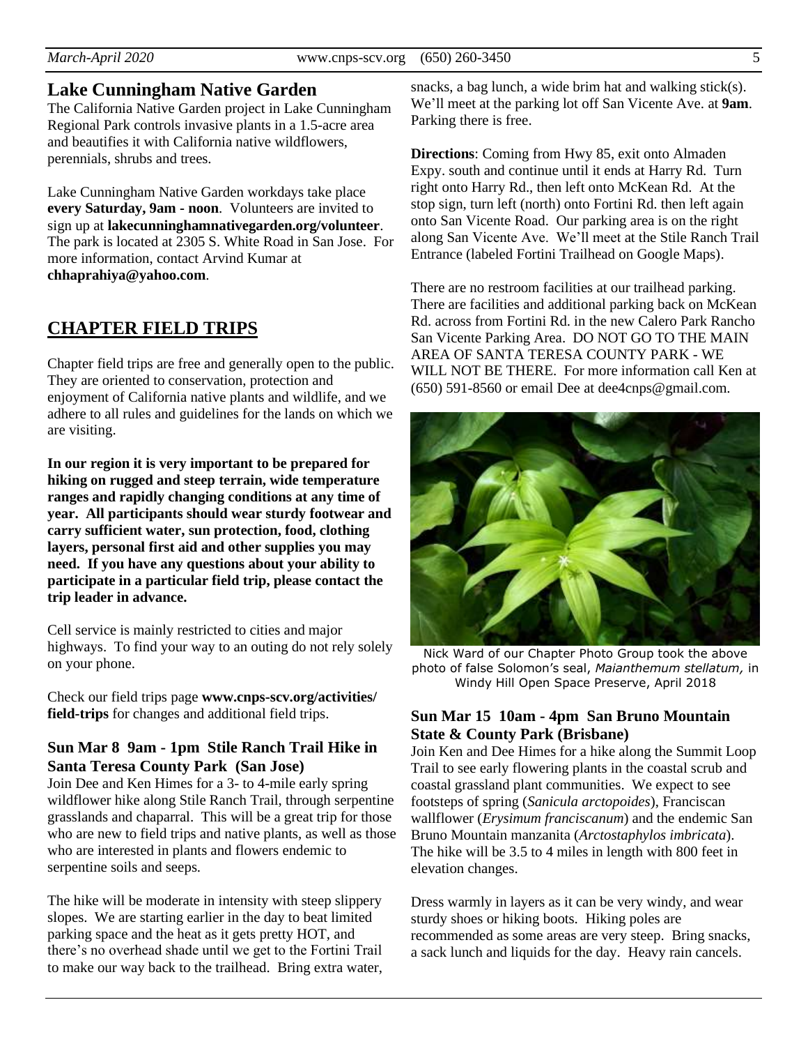## Lake Cunningham Native Garden

The California Native Garden project in Lake Cunningham Regional Park controls invasive plants in a 1.5-acre area and beautifies it with California native wildflowers, perennials, shrubs and trees.

Lake Cunningham Native Garden workdays take place **every Saturday, 9am - noon**. Volunteers are invited to sign up at **lakecunninghamnativegarden.org/volunteer**. The park is located at 2305 S. White Road in San Jose. For more information, contact Arvind Kumar at **chhaprahiya@yahoo.com**.

## CHAPTER FIELD TRIPS

Chapter field trips are free and generally open to the public. They are oriented to conservation, protection and enjoyment of California native plants and wildlife, and we adhere to all rules and guidelines for the lands on which we are visiting.

**In our region it is very important to be prepared for hiking on rugged and steep terrain, wide temperature ranges and rapidly changing conditions at any time of year. All participants should wear sturdy footwear and carry sufficient water, sun protection, food, clothing layers, personal first aid and other supplies you may need. If you have any questions about your ability to participate in a particular field trip, please contact the trip leader in advance.**

Cell service is mainly restricted to cities and major highways. To find your way to an outing do not rely solely on your phone.

Check our field trips page **www.cnps-scv.org/activities/field-trips** for changes and additional field trips.

### Sun Mar 8 9am - 1pm Stile Ranch Trail Hike in Santa Teresa County Park (San Jose)

Join Dee and Ken Himes for a 3- to 4-mile early spring wildflower hike along Stile Ranch Trail, through serpentine grasslands and chaparral. This will be a great trip for those who are new to field trips and native plants, as well as those who are interested in plants and flowers endemic to serpentine soils and seeps.

The hike will be moderate in intensity with steep slippery slopes. We are starting earlier in the day to beat limited parking space and the heat as it gets pretty HOT, and there's no overhead shade until we get to the Fortini Trail to make our way back to the trailhead. Bring extra water, snacks, a bag lunch, a wide brim hat and walking stick(s). We'll meet at the parking lot off San Vicente Ave. at **9am**. Parking there is free.

**Directions**: Coming from Hwy 85, exit onto Almaden Expy. south and continue until it ends at Harry Rd. Turn right onto Harry Rd., then left onto McKean Rd. At the stop sign, turn left (north) onto Fortini Rd. then left again onto San Vicente Road. Our parking area is on the right along San Vicente Ave. We'll meet at the Stile Ranch Trail Entrance (labeled Fortini Trailhead on Google Maps).

There are no restroom facilities at our trailhead parking. There are facilities and additional parking back on McKean Rd. across from Fortini Rd. in the new Calero Park Rancho San Vicente Parking Area. DO NOT GO TO THE MAIN AREA OF SANTA TERESA COUNTY PARK - WE WILL NOT BE THERE. For more information call Ken at (650) 591-8560 or email Dee at dee4cnps@gmail.com.

Nick Ward of our Chapter Photo Group took the above photo of false Solomon's seal, *Maianthemum stellatum,* in Windy Hill Open Space Preserve, April 2018

### Sun Mar 15 10am - 4pm San Bruno Mountain State & County Park (Brisbane)

Join Ken and Dee Himes for a hike along the Summit Loop Trail to see early flowering plants in the coastal scrub and coastal grassland plant communities. We expect to see footsteps of spring (*Sanicula arctopoides*), Franciscan wallflower (*Erysimum franciscanum*) and the endemic San Bruno Mountain manzanita (*Arctostaphylos imbricata*). The hike will be 3.5 to 4 miles in length with 800 feet in elevation changes.

Dress warmly in layers as it can be very windy, and wear sturdy shoes or hiking boots. Hiking poles are recommended as some areas are very steep. Bring snacks, a sack lunch and liquids for the day. Heavy rain cancels.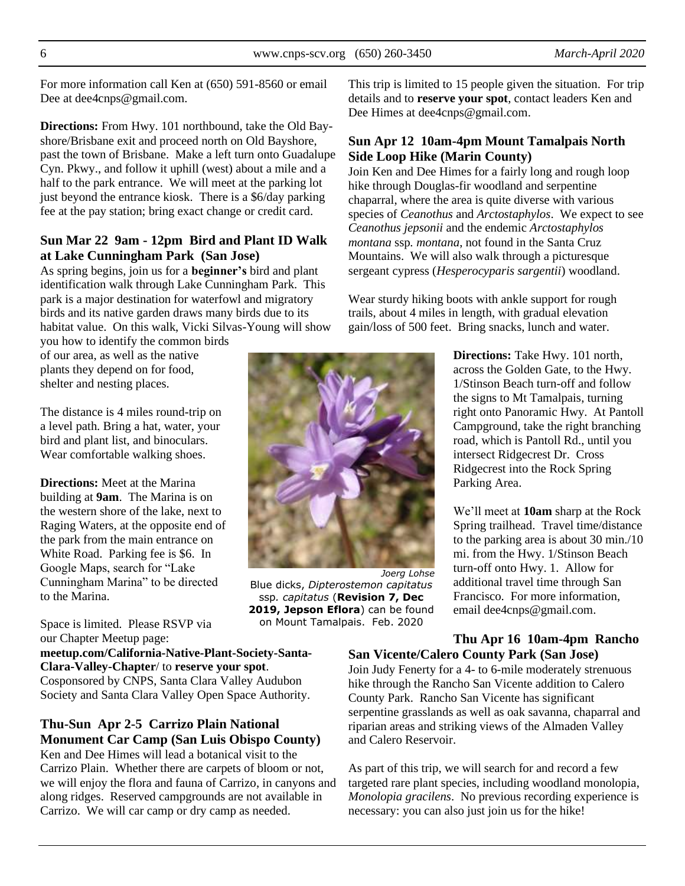For more information call Ken at (650) 591-8560 or email Dee at dee4cnps@gmail.com.

**Directions:** From Hwy. 101 northbound, take the Old Bayshore/Brisbane exit and proceed north on Old Bayshore, past the town of Brisbane. Make a left turn onto Guadalupe Cyn. Pkwy., and follow it uphill (west) about a mile and a half to the park entrance. We will meet at the parking lot just beyond the entrance kiosk. There is a $6/day parking fee at the pay station; bring exact change or credit card.

### Sun Mar 22 9am - 12pm Bird and Plant ID Walk at Lake Cunningham Park (San Jose)

As spring begins, join us for a **beginner's** bird and plant identification walk through Lake Cunningham Park. This park is a major destination for waterfowl and migratory birds and its native garden draws many birds due to its habitat value. On this walk, Vicki Silvas-Young will show you how to identify the common birds of our area, as well as the native plants they depend on for food, shelter and nesting places.

The distance is 4 miles round-trip on a level path. Bring a hat, water, your bird and plant list, and binoculars. Wear comfortable walking shoes.

**Directions:** Meet at the Marina building at **9am**. The Marina is on the western shore of the lake, next to Raging Waters, at the opposite end of the park from the main entrance on White Road. Parking fee is $6. In Google Maps, search for "Lake Cunningham Marina" to be directed to the Marina.

Space is limited. Please RSVP via our Chapter Meetup page: **meetup.com/California-Native-Plant-Society-Santa-Clara-Valley-Chapter/** to **reserve your spot**. Cosponsored by CNPS, Santa Clara Valley Audubon Society and Santa Clara Valley Open Space Authority.

### Thu-Sun Apr 2-5 Carrizo Plain National Monument Car Camp (San Luis Obispo County)

Ken and Dee Himes will lead a botanical visit to the Carrizo Plain. Whether there are carpets of bloom or not, we will enjoy the flora and fauna of Carrizo, in canyons and along ridges. Reserved campgrounds are not available in Carrizo. We will car camp or dry camp as needed.

This trip is limited to 15 people given the situation. For trip details and to **reserve your spot**, contact leaders Ken and Dee Himes at dee4cnps@gmail.com.

### Sun Apr 12 10am-4pm Mount Tamalpais North Side Loop Hike (Marin County)

Join Ken and Dee Himes for a fairly long and rough loop hike through Douglas-fir woodland and serpentine chaparral, where the area is quite diverse with various species of *Ceanothus* and *Arctostaphylos*. We expect to see *Ceanothus jepsonii* and the endemic *Arctostaphylos montana* ssp. *montana*, not found in the Santa Cruz Mountains. We will also walk through a picturesque sergeant cypress (*Hesperocyparis sargentii*) woodland.

Wear sturdy hiking boots with ankle support for rough trails, about 4 miles in length, with gradual elevation gain/loss of 500 feet. Bring snacks, lunch and water.

**Directions:** Take Hwy. 101 north, across the Golden Gate, to the Hwy. 1/Stinson Beach turn-off and follow the signs to Mt Tamalpais, turning right onto Panoramic Hwy. At Pantoll Campground, take the right branching road, which is Pantoll Rd., until you intersect Ridgecrest Dr. Cross Ridgecrest into the Rock Spring Parking Area.

We'll meet at **10am** sharp at the Rock Spring trailhead. Travel time/distance to the parking area is about 30 min./10 mi. from the Hwy. 1/Stinson Beach turn-off onto Hwy. 1. Allow for additional travel time through San Francisco. For more information, email dee4cnps@gmail.com.

*Joerg Lohse*
Blue dicks, *Dipterostemon capitatus* ssp. *capitatus* (**Revision 7, Dec 2019, Jepson Eflora**) can be found on Mount Tamalpais. Feb. 2020

### Thu Apr 16 10am-4pm Rancho San Vicente/Calero County Park (San Jose)

Join Judy Fenerty for a 4- to 6-mile moderately strenuous hike through the Rancho San Vicente addition to Calero County Park. Rancho San Vicente has significant serpentine grasslands as well as oak savanna, chaparral and riparian areas and striking views of the Almaden Valley and Calero Reservoir.

As part of this trip, we will search for and record a few targeted rare plant species, including woodland monolopia, *Monolopia gracilens*. No previous recording experience is necessary: you can also just join us for the hike!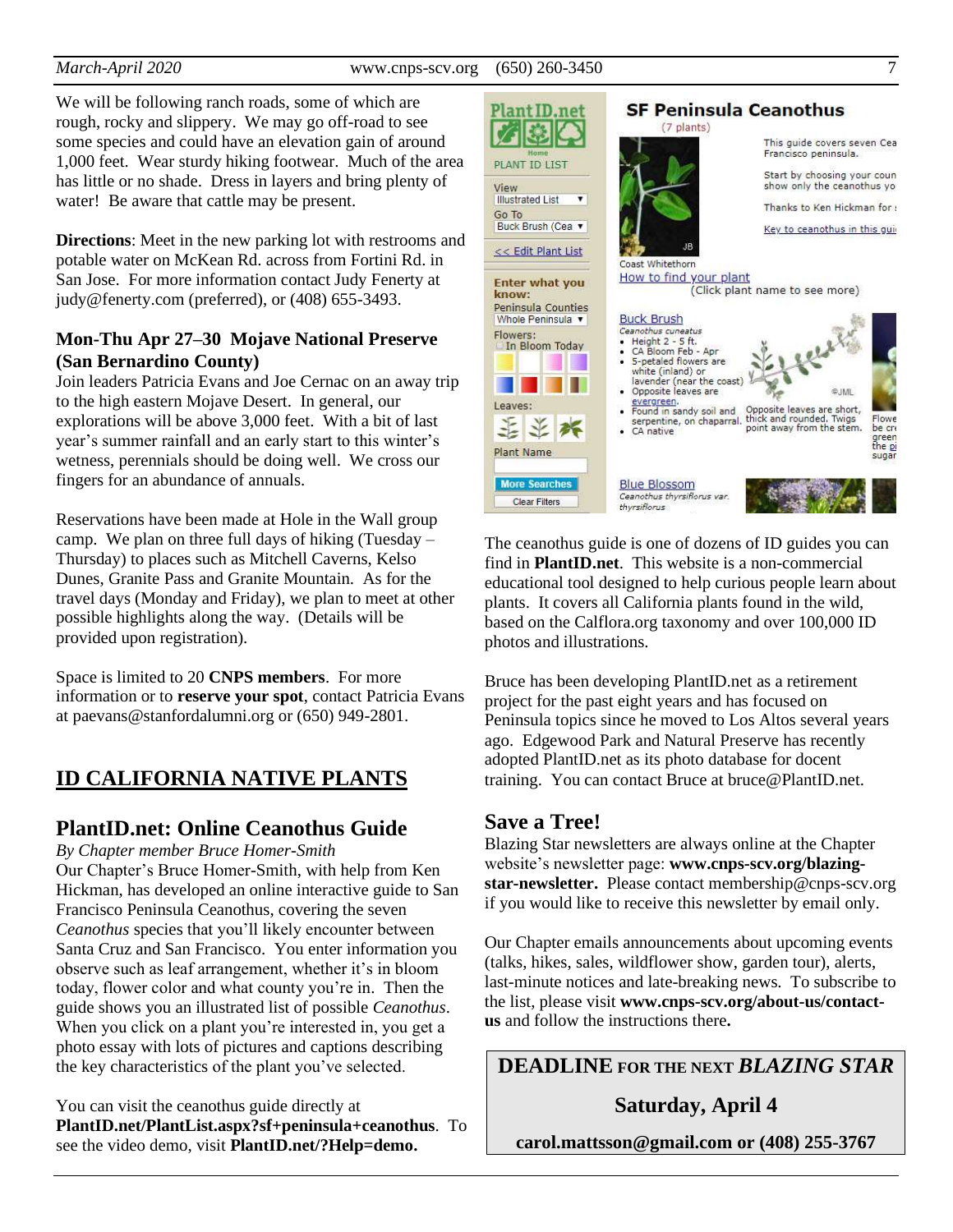We will be following ranch roads, some of which are rough, rocky and slippery. We may go off-road to see some species and could have an elevation gain of around 1,000 feet. Wear sturdy hiking footwear. Much of the area has little or no shade. Dress in layers and bring plenty of water! Be aware that cattle may be present.

**Directions**: Meet in the new parking lot with restrooms and potable water on McKean Rd. across from Fortini Rd. in San Jose. For more information contact Judy Fenerty at judy@fenerty.com (preferred), or (408) 655-3493.

### Mon-Thu Apr 27–30 Mojave National Preserve (San Bernardino County)

Join leaders Patricia Evans and Joe Cernac on an away trip to the high eastern Mojave Desert. In general, our explorations will be above 3,000 feet. With a bit of last year's summer rainfall and an early start to this winter's wetness, perennials should be doing well. We cross our fingers for an abundance of annuals.

Reservations have been made at Hole in the Wall group camp. We plan on three full days of hiking (Tuesday – Thursday) to places such as Mitchell Caverns, Kelso Dunes, Granite Pass and Granite Mountain. As for the travel days (Monday and Friday), we plan to meet at other possible highlights along the way. (Details will be provided upon registration).

Space is limited to 20 **CNPS members**. For more information or to **reserve your spot**, contact Patricia Evans at paevans@stanfordalumni.org or (650) 949-2801.

## ID CALIFORNIA NATIVE PLANTS

### PlantID.net: Online Ceanothus Guide

*By Chapter member Bruce Homer-Smith*

Our Chapter's Bruce Homer-Smith, with help from Ken Hickman, has developed an online interactive guide to San Francisco Peninsula Ceanothus, covering the seven *Ceanothus* species that you'll likely encounter between Santa Cruz and San Francisco. You enter information you observe such as leaf arrangement, whether it's in bloom today, flower color and what county you're in. Then the guide shows you an illustrated list of possible *Ceanothus*. When you click on a plant you're interested in, you get a photo essay with lots of pictures and captions describing the key characteristics of the plant you've selected.

You can visit the ceanothus guide directly at **PlantID.net/PlantList.aspx?sf+peninsula+ceanothus**. To see the video demo, visit **PlantID.net/?Help=demo.**

The ceanothus guide is one of dozens of ID guides you can find in **PlantID.net**. This website is a non-commercial educational tool designed to help curious people learn about plants. It covers all California plants found in the wild, based on the Calflora.org taxonomy and over 100,000 ID photos and illustrations.

Bruce has been developing PlantID.net as a retirement project for the past eight years and has focused on Peninsula topics since he moved to Los Altos several years ago. Edgewood Park and Natural Preserve has recently adopted PlantID.net as its photo database for docent training. You can contact Bruce at bruce@PlantID.net.

### Save a Tree!

Blazing Star newsletters are always online at the Chapter website's newsletter page: **www.cnps-scv.org/blazing-star-newsletter.** Please contact membership@cnps-scv.org if you would like to receive this newsletter by email only.

Our Chapter emails announcements about upcoming events (talks, hikes, sales, wildflower show, garden tour), alerts, last-minute notices and late-breaking news. To subscribe to the list, please visit **www.cnps-scv.org/about-us/contact-us** and follow the instructions there**.**

**DEADLINE FOR THE NEXT *BLAZING STAR***

**Saturday, April 4**

**carol.mattsson@gmail.com or (408) 255-3767**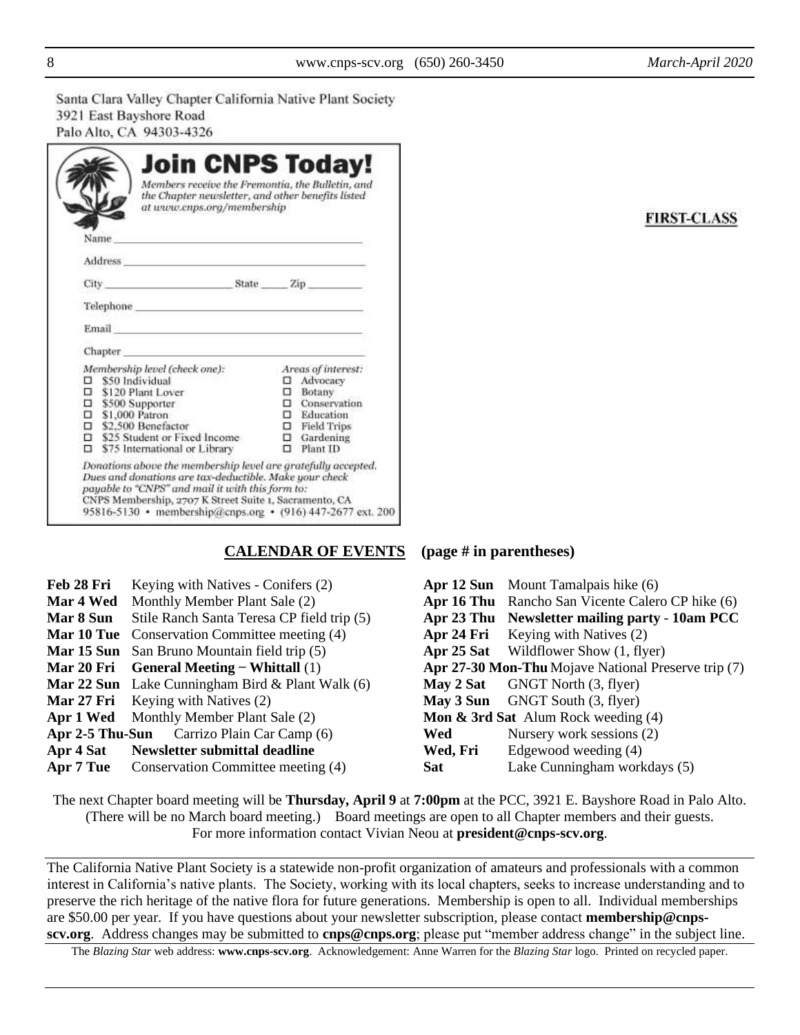Santa Clara Valley Chapter California Native Plant Society
3921 East Bayshore Road
Palo Alto, CA 94303-4326

**FIRST-CLASS**

## Join CNPS Today!

*Members receive the Fremontia, the Bulletin, and the Chapter newsletter, and other benefits listed at www.cnps.org/membership*

Name \_\_\_\_\_\_\_\_\_\_\_\_\_\_\_\_\_\_\_\_

Address \_\_\_\_\_\_\_\_\_\_\_\_\_\_\_\_\_\_\_\_

City \_\_\_\_\_\_\_\_\_\_ State \_\_\_\_ Zip \_\_\_\_\_\_

Telephone \_\_\_\_\_\_\_\_\_\_\_\_\_\_\_\_\_\_\_\_

Email \_\_\_\_\_\_\_\_\_\_\_\_\_\_\_\_\_\_\_\_

Chapter \_\_\_\_\_\_\_\_\_\_\_\_\_\_\_\_\_\_\_\_

| *Membership level (check one):* | *Areas of interest:* |
|---|---|
| ☐ $50 Individual | ☐ Advocacy |
| ☐ $120 Plant Lover | ☐ Botany |
| ☐ $500 Supporter | ☐ Conservation |
| ☐ $1,000 Patron | ☐ Education |
| ☐ $2,500 Benefactor | ☐ Field Trips |
| ☐ $25 Student or Fixed Income | ☐ Gardening |
| ☐ $75 International or Library | ☐ Plant ID |

*Donations above the membership level are gratefully accepted. Dues and donations are tax-deductible. Make your check payable to "CNPS" and mail it with this form to:*
CNPS Membership, 2707 K Street Suite 1, Sacramento, CA 95816-5130 • membership@cnps.org • (916) 447-2677 ext. 200

## CALENDAR OF EVENTS (page # in parentheses)

| | |
|---|---|
| **Feb 28 Fri** | Keying with Natives - Conifers (2) |
| **Mar 4 Wed** | Monthly Member Plant Sale (2) |
| **Mar 8 Sun** | Stile Ranch Santa Teresa CP field trip (5) |
| **Mar 10 Tue** | Conservation Committee meeting (4) |
| **Mar 15 Sun** | San Bruno Mountain field trip (5) |
| **Mar 20 Fri** | **General Meeting − Whittall** (1) |
| **Mar 22 Sun** | Lake Cunningham Bird & Plant Walk (6) |
| **Mar 27 Fri** | Keying with Natives (2) |
| **Apr 1 Wed** | Monthly Member Plant Sale (2) |
| **Apr 2-5 Thu-Sun** | Carrizo Plain Car Camp (6) |
| **Apr 4 Sat** | **Newsletter submittal deadline** |
| **Apr 7 Tue** | Conservation Committee meeting (4) |
| **Apr 12 Sun** | Mount Tamalpais hike (6) |
| **Apr 16 Thu** | Rancho San Vicente Calero CP hike (6) |
| **Apr 23 Thu** | **Newsletter mailing party - 10am PCC** |
| **Apr 24 Fri** | Keying with Natives (2) |
| **Apr 25 Sat** | Wildflower Show (1, flyer) |
| **Apr 27-30 Mon-Thu** | Mojave National Preserve trip (7) |
| **May 2 Sat** | GNGT North (3, flyer) |
| **May 3 Sun** | GNGT South (3, flyer) |
| **Mon & 3rd Sat** | Alum Rock weeding (4) |
| **Wed** | Nursery work sessions (2) |
| **Wed, Fri** | Edgewood weeding (4) |
| **Sat** | Lake Cunningham workdays (5) |

The next Chapter board meeting will be **Thursday, April 9** at **7:00pm** at the PCC, 3921 E. Bayshore Road in Palo Alto. (There will be no March board meeting.) Board meetings are open to all Chapter members and their guests. For more information contact Vivian Neou at **president@cnps-scv.org**.

The California Native Plant Society is a statewide non-profit organization of amateurs and professionals with a common interest in California's native plants. The Society, working with its local chapters, seeks to increase understanding and to preserve the rich heritage of the native flora for future generations. Membership is open to all. Individual memberships are $50.00 per year. If you have questions about your newsletter subscription, please contact **membership@cnps-scv.org**. Address changes may be submitted to **cnps@cnps.org**; please put "member address change" in the subject line.

The *Blazing Star* web address: **www.cnps-scv.org**. Acknowledgement: Anne Warren for the *Blazing Star* logo. Printed on recycled paper.